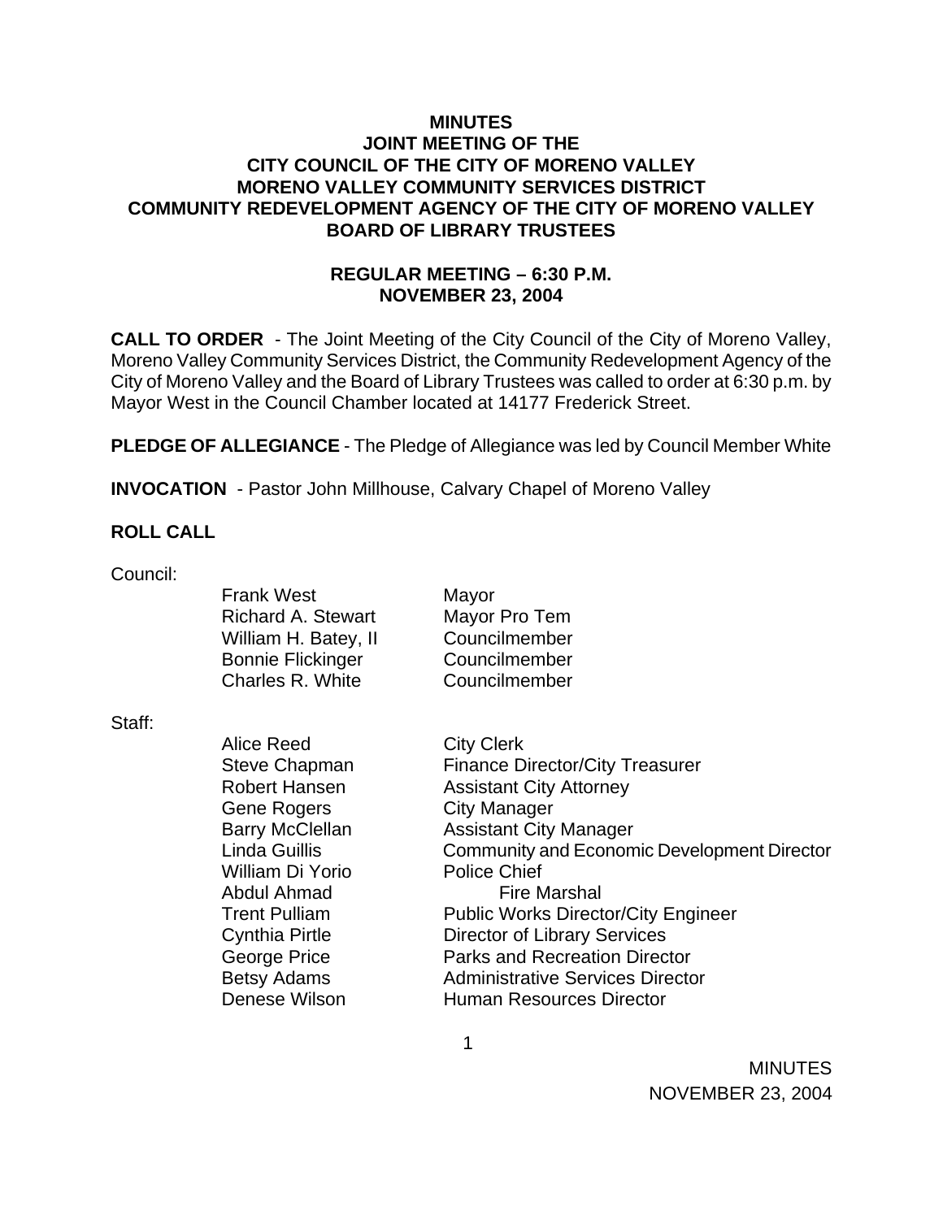# MINUTES
## JOINT MEETING OF THE
## CITY COUNCIL OF THE CITY OF MORENO VALLEY
## MORENO VALLEY COMMUNITY SERVICES DISTRICT
## COMMUNITY REDEVELOPMENT AGENCY OF THE CITY OF MORENO VALLEY
## BOARD OF LIBRARY TRUSTEES

### REGULAR MEETING – 6:30 P.M.
### NOVEMBER 23, 2004

**CALL TO ORDER** - The Joint Meeting of the City Council of the City of Moreno Valley, Moreno Valley Community Services District, the Community Redevelopment Agency of the City of Moreno Valley and the Board of Library Trustees was called to order at 6:30 p.m. by Mayor West in the Council Chamber located at 14177 Frederick Street.

**PLEDGE OF ALLEGIANCE** - The Pledge of Allegiance was led by Council Member White

**INVOCATION** - Pastor John Millhouse, Calvary Chapel of Moreno Valley

**ROLL CALL**

Council:

| | |
|---|---|
| Frank West | Mayor |
| Richard A. Stewart | Mayor Pro Tem |
| William H. Batey, II | Councilmember |
| Bonnie Flickinger | Councilmember |
| Charles R. White | Councilmember |

Staff:

| | |
|---|---|
| Alice Reed | City Clerk |
| Steve Chapman | Finance Director/City Treasurer |
| Robert Hansen | Assistant City Attorney |
| Gene Rogers | City Manager |
| Barry McClellan | Assistant City Manager |
| Linda Guillis | Community and Economic Development Director |
| William Di Yorio | Police Chief |
| Abdul Ahmad | Fire Marshal |
| Trent Pulliam | Public Works Director/City Engineer |
| Cynthia Pirtle | Director of Library Services |
| George Price | Parks and Recreation Director |
| Betsy Adams | Administrative Services Director |
| Denese Wilson | Human Resources Director |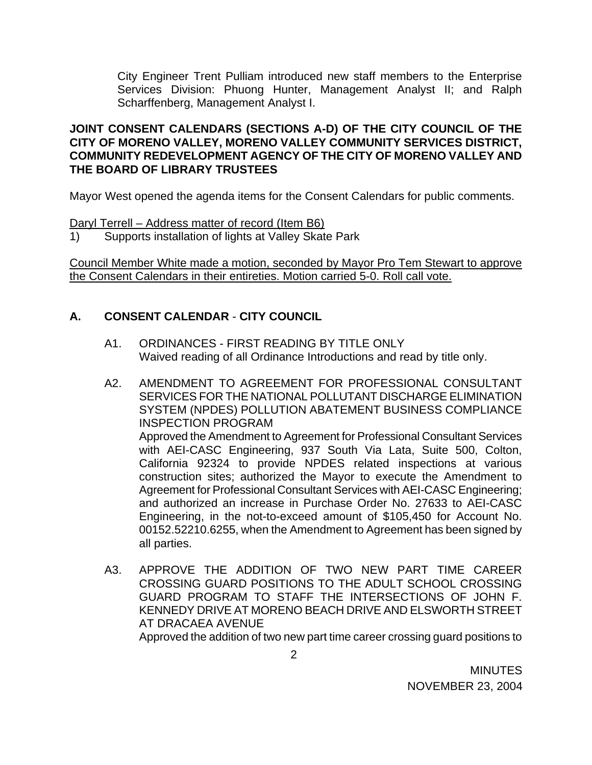City Engineer Trent Pulliam introduced new staff members to the Enterprise Services Division: Phuong Hunter, Management Analyst II; and Ralph Scharffenberg, Management Analyst I.

**JOINT CONSENT CALENDARS (SECTIONS A-D) OF THE CITY COUNCIL OF THE CITY OF MORENO VALLEY, MORENO VALLEY COMMUNITY SERVICES DISTRICT, COMMUNITY REDEVELOPMENT AGENCY OF THE CITY OF MORENO VALLEY AND THE BOARD OF LIBRARY TRUSTEES**

Mayor West opened the agenda items for the Consent Calendars for public comments.

<u>Daryl Terrell – Address matter of record (Item B6)</u>

1) Supports installation of lights at Valley Skate Park

<u>Council Member White made a motion, seconded by Mayor Pro Tem Stewart to approve the Consent Calendars in their entireties. Motion carried 5-0. Roll call vote.</u>

## A. CONSENT CALENDAR - CITY COUNCIL

A1. ORDINANCES - FIRST READING BY TITLE ONLY
Waived reading of all Ordinance Introductions and read by title only.

A2. AMENDMENT TO AGREEMENT FOR PROFESSIONAL CONSULTANT SERVICES FOR THE NATIONAL POLLUTANT DISCHARGE ELIMINATION SYSTEM (NPDES) POLLUTION ABATEMENT BUSINESS COMPLIANCE INSPECTION PROGRAM
Approved the Amendment to Agreement for Professional Consultant Services with AEI-CASC Engineering, 937 South Via Lata, Suite 500, Colton, California 92324 to provide NPDES related inspections at various construction sites; authorized the Mayor to execute the Amendment to Agreement for Professional Consultant Services with AEI-CASC Engineering; and authorized an increase in Purchase Order No. 27633 to AEI-CASC Engineering, in the not-to-exceed amount of $105,450 for Account No. 00152.52210.6255, when the Amendment to Agreement has been signed by all parties.

A3. APPROVE THE ADDITION OF TWO NEW PART TIME CAREER CROSSING GUARD POSITIONS TO THE ADULT SCHOOL CROSSING GUARD PROGRAM TO STAFF THE INTERSECTIONS OF JOHN F. KENNEDY DRIVE AT MORENO BEACH DRIVE AND ELSWORTH STREET AT DRACAEA AVENUE
Approved the addition of two new part time career crossing guard positions to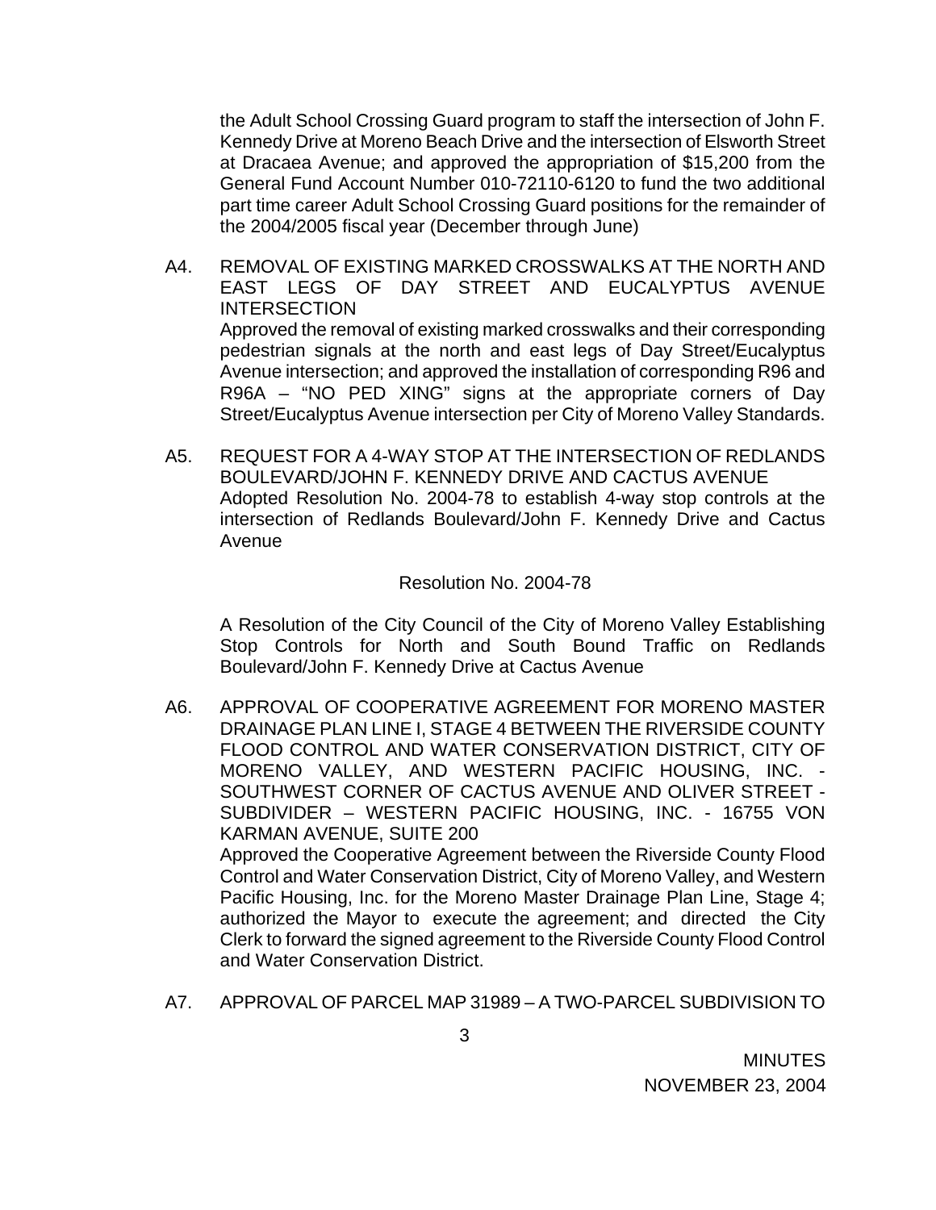the Adult School Crossing Guard program to staff the intersection of John F. Kennedy Drive at Moreno Beach Drive and the intersection of Elsworth Street at Dracaea Avenue; and approved the appropriation of $15,200 from the General Fund Account Number 010-72110-6120 to fund the two additional part time career Adult School Crossing Guard positions for the remainder of the 2004/2005 fiscal year (December through June)

A4. REMOVAL OF EXISTING MARKED CROSSWALKS AT THE NORTH AND EAST LEGS OF DAY STREET AND EUCALYPTUS AVENUE INTERSECTION
Approved the removal of existing marked crosswalks and their corresponding pedestrian signals at the north and east legs of Day Street/Eucalyptus Avenue intersection; and approved the installation of corresponding R96 and R96A – "NO PED XING" signs at the appropriate corners of Day Street/Eucalyptus Avenue intersection per City of Moreno Valley Standards.

A5. REQUEST FOR A 4-WAY STOP AT THE INTERSECTION OF REDLANDS BOULEVARD/JOHN F. KENNEDY DRIVE AND CACTUS AVENUE
Adopted Resolution No. 2004-78 to establish 4-way stop controls at the intersection of Redlands Boulevard/John F. Kennedy Drive and Cactus Avenue

Resolution No. 2004-78

A Resolution of the City Council of the City of Moreno Valley Establishing Stop Controls for North and South Bound Traffic on Redlands Boulevard/John F. Kennedy Drive at Cactus Avenue

A6. APPROVAL OF COOPERATIVE AGREEMENT FOR MORENO MASTER DRAINAGE PLAN LINE I, STAGE 4 BETWEEN THE RIVERSIDE COUNTY FLOOD CONTROL AND WATER CONSERVATION DISTRICT, CITY OF MORENO VALLEY, AND WESTERN PACIFIC HOUSING, INC. - SOUTHWEST CORNER OF CACTUS AVENUE AND OLIVER STREET - SUBDIVIDER – WESTERN PACIFIC HOUSING, INC. - 16755 VON KARMAN AVENUE, SUITE 200
Approved the Cooperative Agreement between the Riverside County Flood Control and Water Conservation District, City of Moreno Valley, and Western Pacific Housing, Inc. for the Moreno Master Drainage Plan Line, Stage 4; authorized the Mayor to execute the agreement; and directed the City Clerk to forward the signed agreement to the Riverside County Flood Control and Water Conservation District.

A7. APPROVAL OF PARCEL MAP 31989 – A TWO-PARCEL SUBDIVISION TO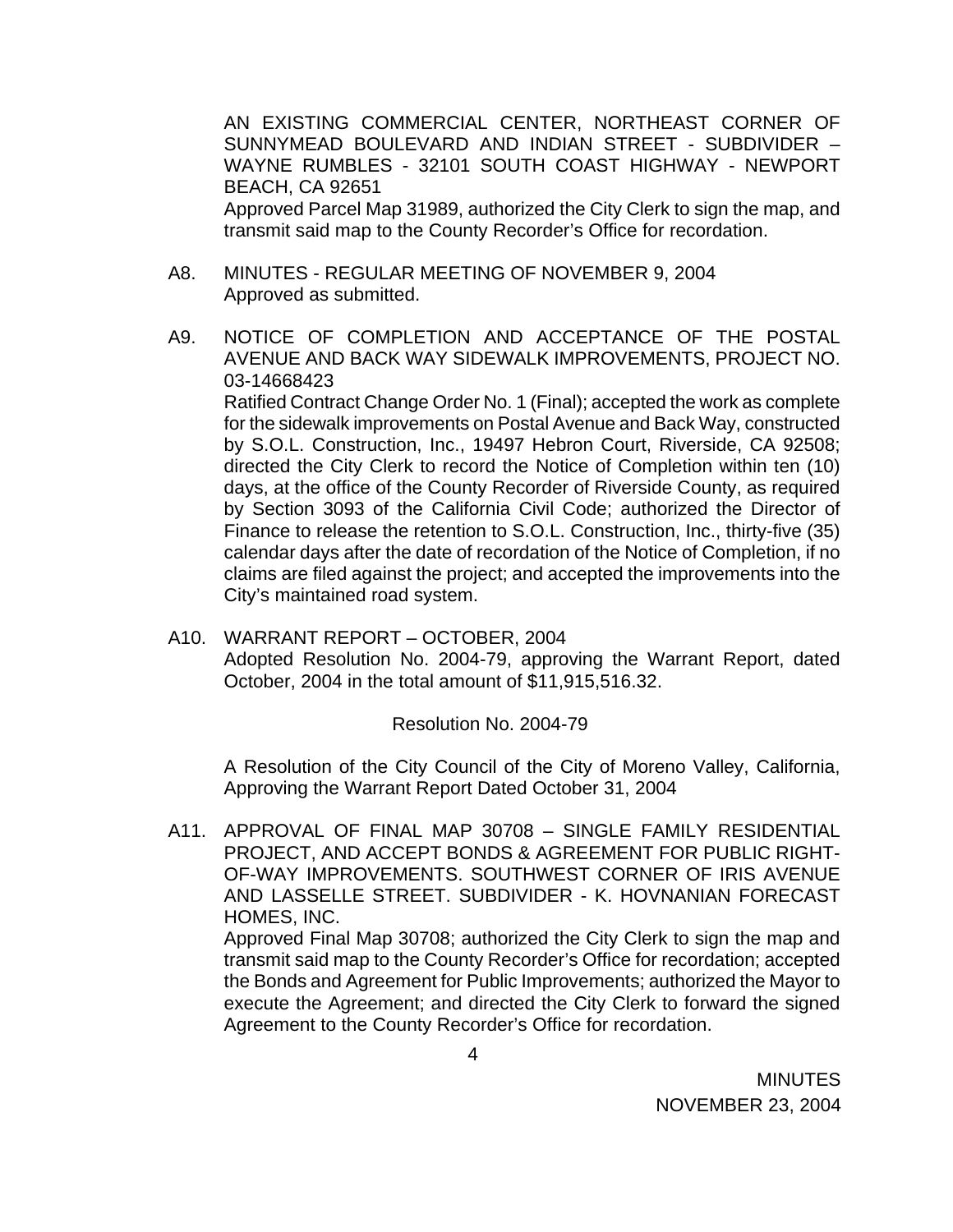AN EXISTING COMMERCIAL CENTER, NORTHEAST CORNER OF SUNNYMEAD BOULEVARD AND INDIAN STREET - SUBDIVIDER – WAYNE RUMBLES - 32101 SOUTH COAST HIGHWAY - NEWPORT BEACH, CA 92651

Approved Parcel Map 31989, authorized the City Clerk to sign the map, and transmit said map to the County Recorder's Office for recordation.

A8. MINUTES - REGULAR MEETING OF NOVEMBER 9, 2004

Approved as submitted.

A9. NOTICE OF COMPLETION AND ACCEPTANCE OF THE POSTAL AVENUE AND BACK WAY SIDEWALK IMPROVEMENTS, PROJECT NO. 03-14668423

Ratified Contract Change Order No. 1 (Final); accepted the work as complete for the sidewalk improvements on Postal Avenue and Back Way, constructed by S.O.L. Construction, Inc., 19497 Hebron Court, Riverside, CA 92508; directed the City Clerk to record the Notice of Completion within ten (10) days, at the office of the County Recorder of Riverside County, as required by Section 3093 of the California Civil Code; authorized the Director of Finance to release the retention to S.O.L. Construction, Inc., thirty-five (35) calendar days after the date of recordation of the Notice of Completion, if no claims are filed against the project; and accepted the improvements into the City's maintained road system.

A10. WARRANT REPORT – OCTOBER, 2004

Adopted Resolution No. 2004-79, approving the Warrant Report, dated October, 2004 in the total amount of $11,915,516.32.

Resolution No. 2004-79

A Resolution of the City Council of the City of Moreno Valley, California, Approving the Warrant Report Dated October 31, 2004

A11. APPROVAL OF FINAL MAP 30708 – SINGLE FAMILY RESIDENTIAL PROJECT, AND ACCEPT BONDS & AGREEMENT FOR PUBLIC RIGHT-OF-WAY IMPROVEMENTS. SOUTHWEST CORNER OF IRIS AVENUE AND LASSELLE STREET. SUBDIVIDER - K. HOVNANIAN FORECAST HOMES, INC.

Approved Final Map 30708; authorized the City Clerk to sign the map and transmit said map to the County Recorder's Office for recordation; accepted the Bonds and Agreement for Public Improvements; authorized the Mayor to execute the Agreement; and directed the City Clerk to forward the signed Agreement to the County Recorder's Office for recordation.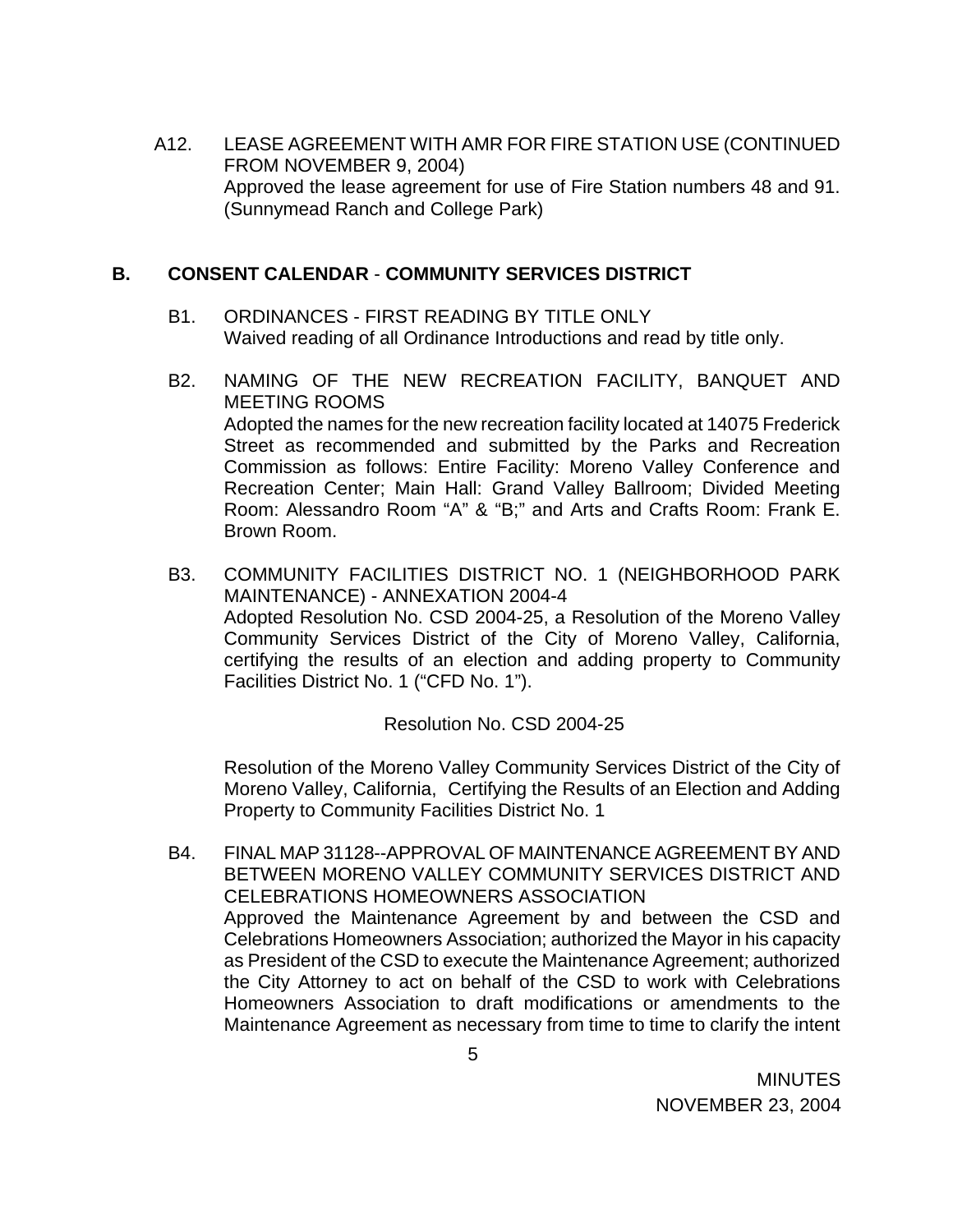A12. LEASE AGREEMENT WITH AMR FOR FIRE STATION USE (CONTINUED FROM NOVEMBER 9, 2004)
Approved the lease agreement for use of Fire Station numbers 48 and 91. (Sunnymead Ranch and College Park)

## B. CONSENT CALENDAR - COMMUNITY SERVICES DISTRICT

B1. ORDINANCES - FIRST READING BY TITLE ONLY
Waived reading of all Ordinance Introductions and read by title only.

B2. NAMING OF THE NEW RECREATION FACILITY, BANQUET AND MEETING ROOMS
Adopted the names for the new recreation facility located at 14075 Frederick Street as recommended and submitted by the Parks and Recreation Commission as follows: Entire Facility: Moreno Valley Conference and Recreation Center; Main Hall: Grand Valley Ballroom; Divided Meeting Room: Alessandro Room "A" & "B;" and Arts and Crafts Room: Frank E. Brown Room.

B3. COMMUNITY FACILITIES DISTRICT NO. 1 (NEIGHBORHOOD PARK MAINTENANCE) - ANNEXATION 2004-4
Adopted Resolution No. CSD 2004-25, a Resolution of the Moreno Valley Community Services District of the City of Moreno Valley, California, certifying the results of an election and adding property to Community Facilities District No. 1 ("CFD No. 1").

Resolution No. CSD 2004-25

Resolution of the Moreno Valley Community Services District of the City of Moreno Valley, California, Certifying the Results of an Election and Adding Property to Community Facilities District No. 1

B4. FINAL MAP 31128--APPROVAL OF MAINTENANCE AGREEMENT BY AND BETWEEN MORENO VALLEY COMMUNITY SERVICES DISTRICT AND CELEBRATIONS HOMEOWNERS ASSOCIATION
Approved the Maintenance Agreement by and between the CSD and Celebrations Homeowners Association; authorized the Mayor in his capacity as President of the CSD to execute the Maintenance Agreement; authorized the City Attorney to act on behalf of the CSD to work with Celebrations Homeowners Association to draft modifications or amendments to the Maintenance Agreement as necessary from time to time to clarify the intent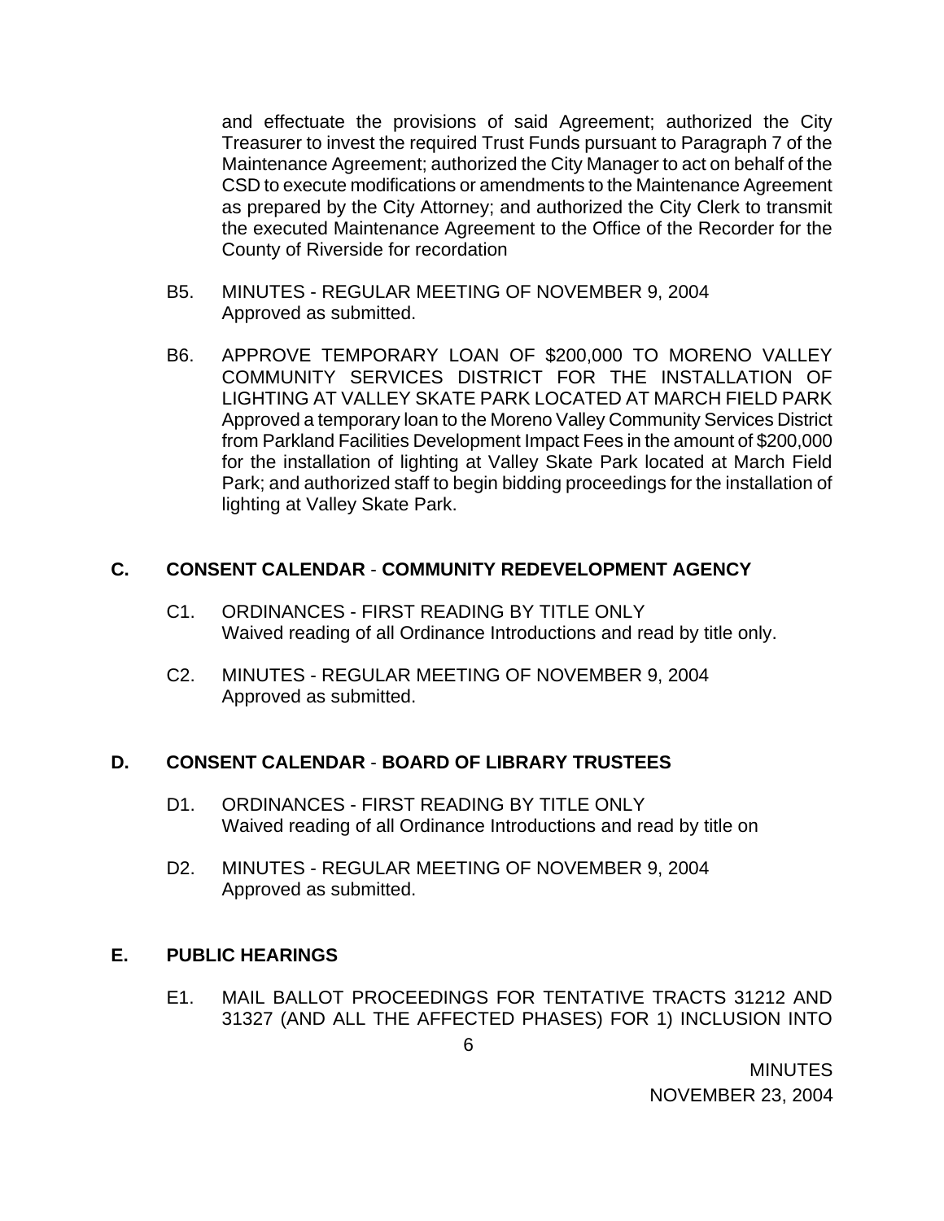and effectuate the provisions of said Agreement; authorized the City Treasurer to invest the required Trust Funds pursuant to Paragraph 7 of the Maintenance Agreement; authorized the City Manager to act on behalf of the CSD to execute modifications or amendments to the Maintenance Agreement as prepared by the City Attorney; and authorized the City Clerk to transmit the executed Maintenance Agreement to the Office of the Recorder for the County of Riverside for recordation

B5. MINUTES - REGULAR MEETING OF NOVEMBER 9, 2004
Approved as submitted.

B6. APPROVE TEMPORARY LOAN OF $200,000 TO MORENO VALLEY COMMUNITY SERVICES DISTRICT FOR THE INSTALLATION OF LIGHTING AT VALLEY SKATE PARK LOCATED AT MARCH FIELD PARK
Approved a temporary loan to the Moreno Valley Community Services District from Parkland Facilities Development Impact Fees in the amount of $200,000 for the installation of lighting at Valley Skate Park located at March Field Park; and authorized staff to begin bidding proceedings for the installation of lighting at Valley Skate Park.

## C. CONSENT CALENDAR - COMMUNITY REDEVELOPMENT AGENCY

C1. ORDINANCES - FIRST READING BY TITLE ONLY
Waived reading of all Ordinance Introductions and read by title only.

C2. MINUTES - REGULAR MEETING OF NOVEMBER 9, 2004
Approved as submitted.

## D. CONSENT CALENDAR - BOARD OF LIBRARY TRUSTEES

D1. ORDINANCES - FIRST READING BY TITLE ONLY
Waived reading of all Ordinance Introductions and read by title on

D2. MINUTES - REGULAR MEETING OF NOVEMBER 9, 2004
Approved as submitted.

## E. PUBLIC HEARINGS

E1. MAIL BALLOT PROCEEDINGS FOR TENTATIVE TRACTS 31212 AND 31327 (AND ALL THE AFFECTED PHASES) FOR 1) INCLUSION INTO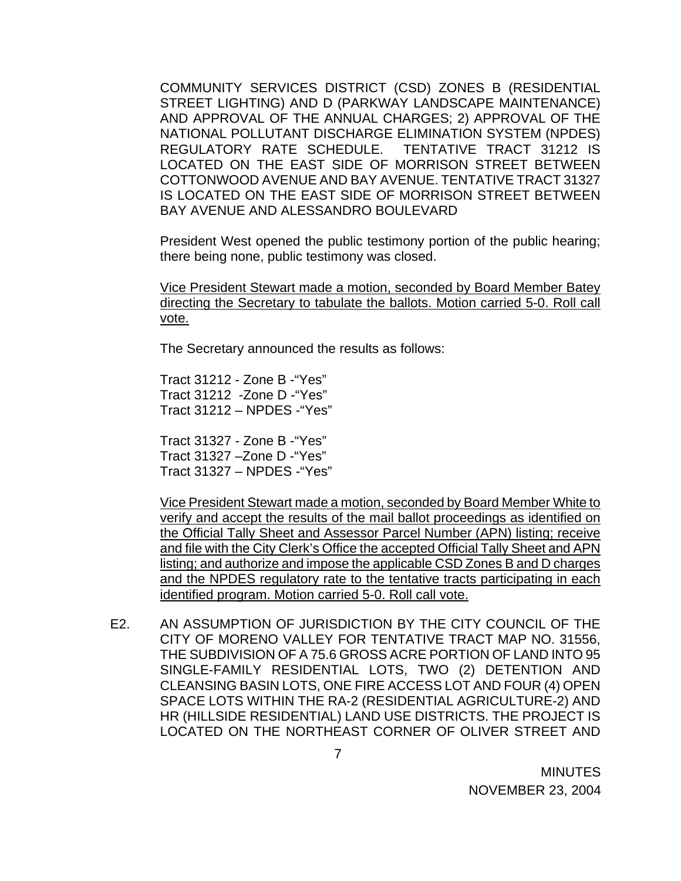COMMUNITY SERVICES DISTRICT (CSD) ZONES B (RESIDENTIAL STREET LIGHTING) AND D (PARKWAY LANDSCAPE MAINTENANCE) AND APPROVAL OF THE ANNUAL CHARGES; 2) APPROVAL OF THE NATIONAL POLLUTANT DISCHARGE ELIMINATION SYSTEM (NPDES) REGULATORY RATE SCHEDULE. TENTATIVE TRACT 31212 IS LOCATED ON THE EAST SIDE OF MORRISON STREET BETWEEN COTTONWOOD AVENUE AND BAY AVENUE. TENTATIVE TRACT 31327 IS LOCATED ON THE EAST SIDE OF MORRISON STREET BETWEEN BAY AVENUE AND ALESSANDRO BOULEVARD

President West opened the public testimony portion of the public hearing; there being none, public testimony was closed.

<u>Vice President Stewart made a motion, seconded by Board Member Batey directing the Secretary to tabulate the ballots. Motion carried 5-0. Roll call vote.</u>

The Secretary announced the results as follows:

Tract 31212 - Zone B -"Yes"
Tract 31212 -Zone D -"Yes"
Tract 31212 – NPDES -"Yes"

Tract 31327 - Zone B -"Yes"
Tract 31327 –Zone D -"Yes"
Tract 31327 – NPDES -"Yes"

<u>Vice President Stewart made a motion, seconded by Board Member White to verify and accept the results of the mail ballot proceedings as identified on the Official Tally Sheet and Assessor Parcel Number (APN) listing; receive and file with the City Clerk's Office the accepted Official Tally Sheet and APN listing; and authorize and impose the applicable CSD Zones B and D charges and the NPDES regulatory rate to the tentative tracts participating in each identified program. Motion carried 5-0. Roll call vote.</u>

E2. AN ASSUMPTION OF JURISDICTION BY THE CITY COUNCIL OF THE CITY OF MORENO VALLEY FOR TENTATIVE TRACT MAP NO. 31556, THE SUBDIVISION OF A 75.6 GROSS ACRE PORTION OF LAND INTO 95 SINGLE-FAMILY RESIDENTIAL LOTS, TWO (2) DETENTION AND CLEANSING BASIN LOTS, ONE FIRE ACCESS LOT AND FOUR (4) OPEN SPACE LOTS WITHIN THE RA-2 (RESIDENTIAL AGRICULTURE-2) AND HR (HILLSIDE RESIDENTIAL) LAND USE DISTRICTS. THE PROJECT IS LOCATED ON THE NORTHEAST CORNER OF OLIVER STREET AND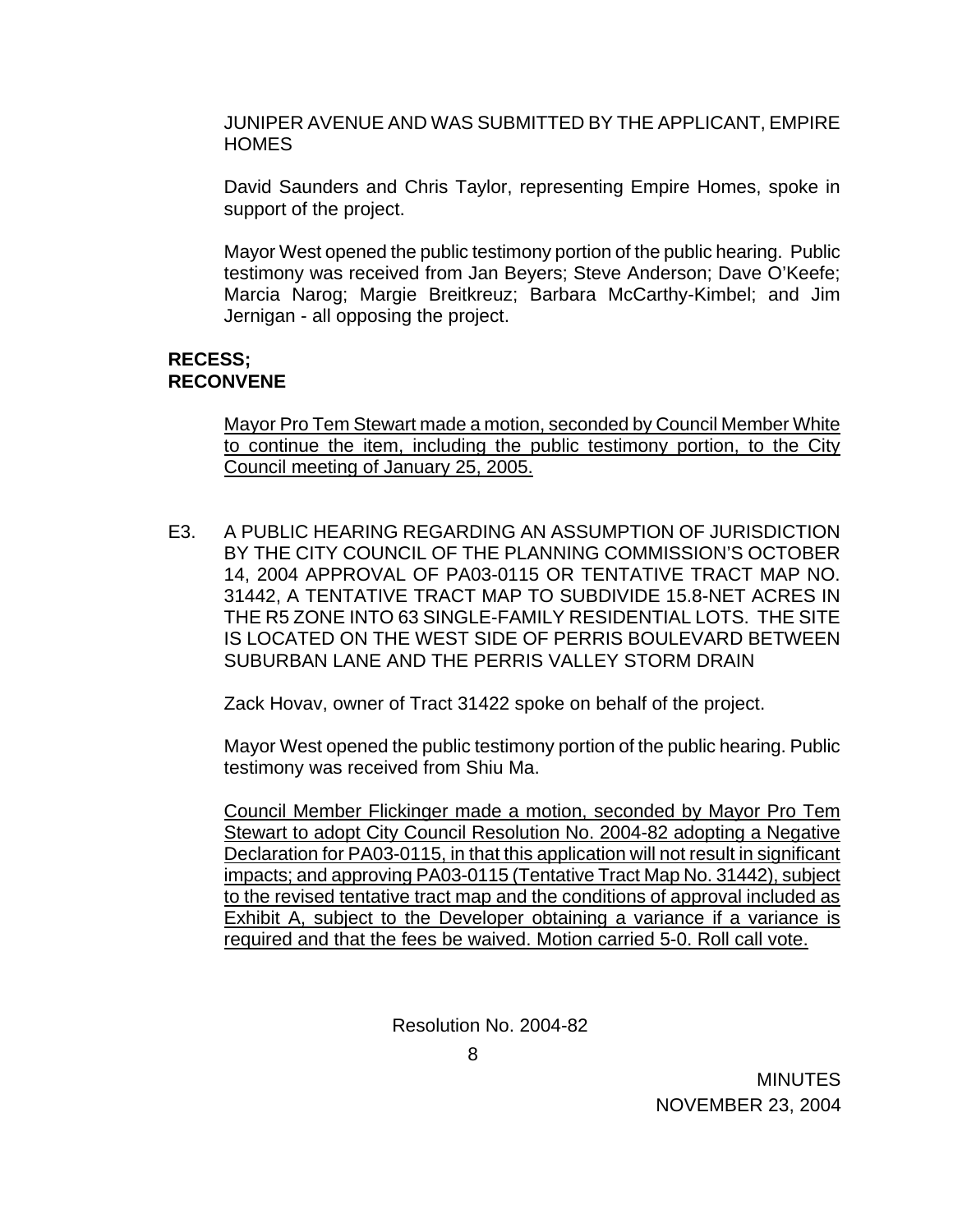JUNIPER AVENUE AND WAS SUBMITTED BY THE APPLICANT, EMPIRE HOMES

David Saunders and Chris Taylor, representing Empire Homes, spoke in support of the project.

Mayor West opened the public testimony portion of the public hearing. Public testimony was received from Jan Beyers; Steve Anderson; Dave O'Keefe; Marcia Narog; Margie Breitkreuz; Barbara McCarthy-Kimbel; and Jim Jernigan - all opposing the project.

**RECESS; RECONVENE**

<u>Mayor Pro Tem Stewart made a motion, seconded by Council Member White to continue the item, including the public testimony portion, to the City Council meeting of January 25, 2005.</u>

E3. A PUBLIC HEARING REGARDING AN ASSUMPTION OF JURISDICTION BY THE CITY COUNCIL OF THE PLANNING COMMISSION'S OCTOBER 14, 2004 APPROVAL OF PA03-0115 OR TENTATIVE TRACT MAP NO. 31442, A TENTATIVE TRACT MAP TO SUBDIVIDE 15.8-NET ACRES IN THE R5 ZONE INTO 63 SINGLE-FAMILY RESIDENTIAL LOTS. THE SITE IS LOCATED ON THE WEST SIDE OF PERRIS BOULEVARD BETWEEN SUBURBAN LANE AND THE PERRIS VALLEY STORM DRAIN

Zack Hovav, owner of Tract 31422 spoke on behalf of the project.

Mayor West opened the public testimony portion of the public hearing. Public testimony was received from Shiu Ma.

<u>Council Member Flickinger made a motion, seconded by Mayor Pro Tem Stewart to adopt City Council Resolution No. 2004-82 adopting a Negative Declaration for PA03-0115, in that this application will not result in significant impacts; and approving PA03-0115 (Tentative Tract Map No. 31442), subject to the revised tentative tract map and the conditions of approval included as Exhibit A, subject to the Developer obtaining a variance if a variance is required and that the fees be waived. Motion carried 5-0. Roll call vote.</u>

Resolution No. 2004-82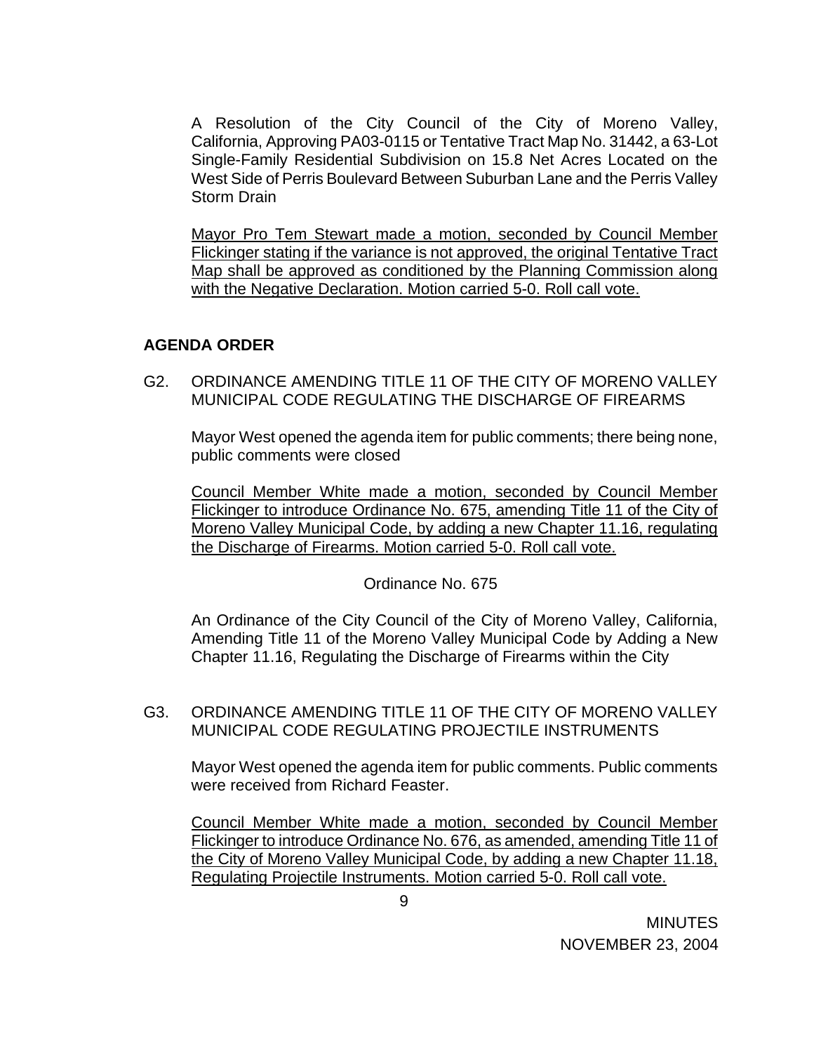A Resolution of the City Council of the City of Moreno Valley, California, Approving PA03-0115 or Tentative Tract Map No. 31442, a 63-Lot Single-Family Residential Subdivision on 15.8 Net Acres Located on the West Side of Perris Boulevard Between Suburban Lane and the Perris Valley Storm Drain

Mayor Pro Tem Stewart made a motion, seconded by Council Member Flickinger stating if the variance is not approved, the original Tentative Tract Map shall be approved as conditioned by the Planning Commission along with the Negative Declaration. Motion carried 5-0. Roll call vote.

## AGENDA ORDER

G2. ORDINANCE AMENDING TITLE 11 OF THE CITY OF MORENO VALLEY MUNICIPAL CODE REGULATING THE DISCHARGE OF FIREARMS

Mayor West opened the agenda item for public comments; there being none, public comments were closed

Council Member White made a motion, seconded by Council Member Flickinger to introduce Ordinance No. 675, amending Title 11 of the City of Moreno Valley Municipal Code, by adding a new Chapter 11.16, regulating the Discharge of Firearms. Motion carried 5-0. Roll call vote.

Ordinance No. 675

An Ordinance of the City Council of the City of Moreno Valley, California, Amending Title 11 of the Moreno Valley Municipal Code by Adding a New Chapter 11.16, Regulating the Discharge of Firearms within the City

G3. ORDINANCE AMENDING TITLE 11 OF THE CITY OF MORENO VALLEY MUNICIPAL CODE REGULATING PROJECTILE INSTRUMENTS

Mayor West opened the agenda item for public comments. Public comments were received from Richard Feaster.

Council Member White made a motion, seconded by Council Member Flickinger to introduce Ordinance No. 676, as amended, amending Title 11 of the City of Moreno Valley Municipal Code, by adding a new Chapter 11.18, Regulating Projectile Instruments. Motion carried 5-0. Roll call vote.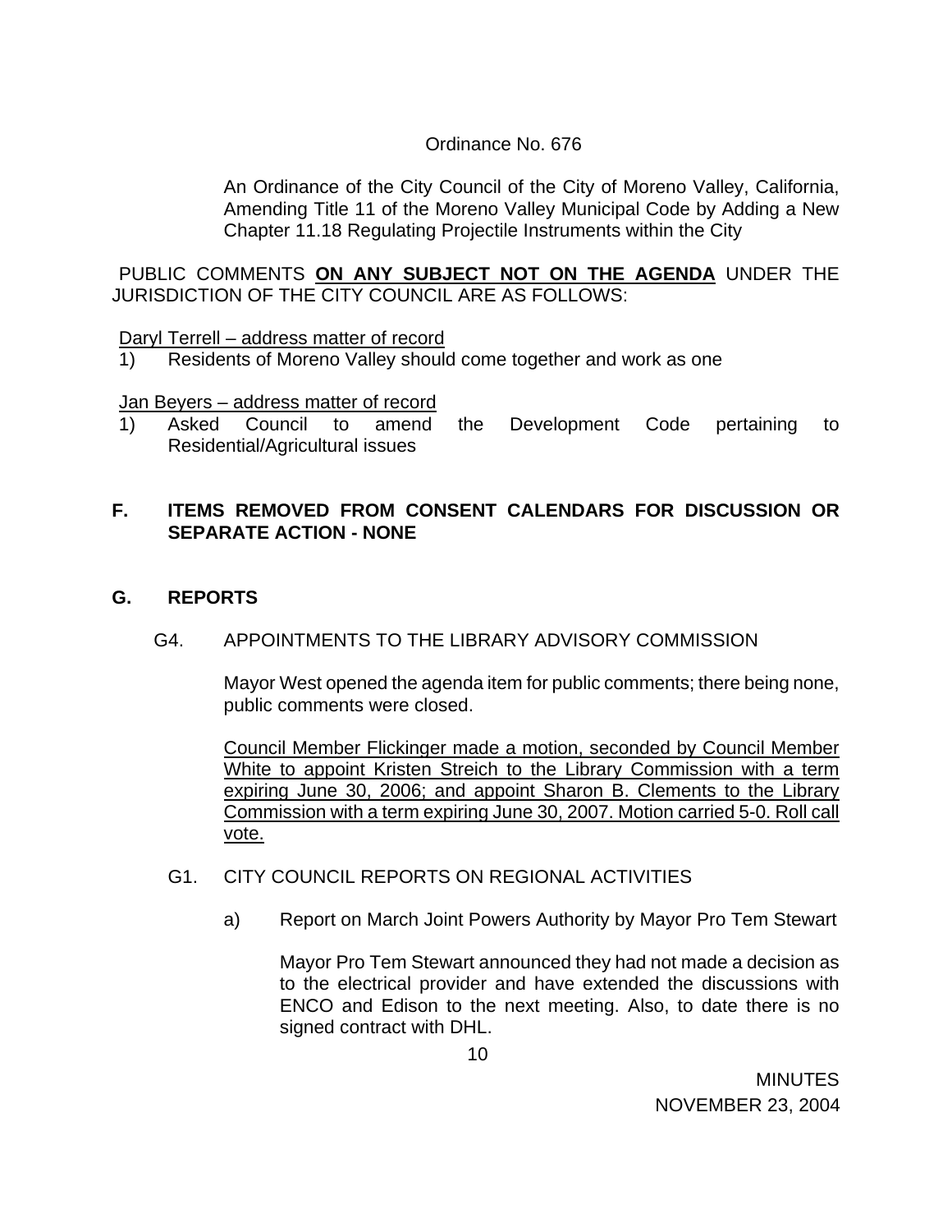Ordinance No. 676

An Ordinance of the City Council of the City of Moreno Valley, California, Amending Title 11 of the Moreno Valley Municipal Code by Adding a New Chapter 11.18 Regulating Projectile Instruments within the City

PUBLIC COMMENTS **ON ANY SUBJECT NOT ON THE AGENDA** UNDER THE JURISDICTION OF THE CITY COUNCIL ARE AS FOLLOWS:

Daryl Terrell – address matter of record

1) Residents of Moreno Valley should come together and work as one

Jan Beyers – address matter of record

1) Asked Council to amend the Development Code pertaining to Residential/Agricultural issues

## F. ITEMS REMOVED FROM CONSENT CALENDARS FOR DISCUSSION OR SEPARATE ACTION - NONE

## G. REPORTS

G4. APPOINTMENTS TO THE LIBRARY ADVISORY COMMISSION

Mayor West opened the agenda item for public comments; there being none, public comments were closed.

Council Member Flickinger made a motion, seconded by Council Member White to appoint Kristen Streich to the Library Commission with a term expiring June 30, 2006; and appoint Sharon B. Clements to the Library Commission with a term expiring June 30, 2007. Motion carried 5-0. Roll call vote.

G1. CITY COUNCIL REPORTS ON REGIONAL ACTIVITIES

a) Report on March Joint Powers Authority by Mayor Pro Tem Stewart

Mayor Pro Tem Stewart announced they had not made a decision as to the electrical provider and have extended the discussions with ENCO and Edison to the next meeting. Also, to date there is no signed contract with DHL.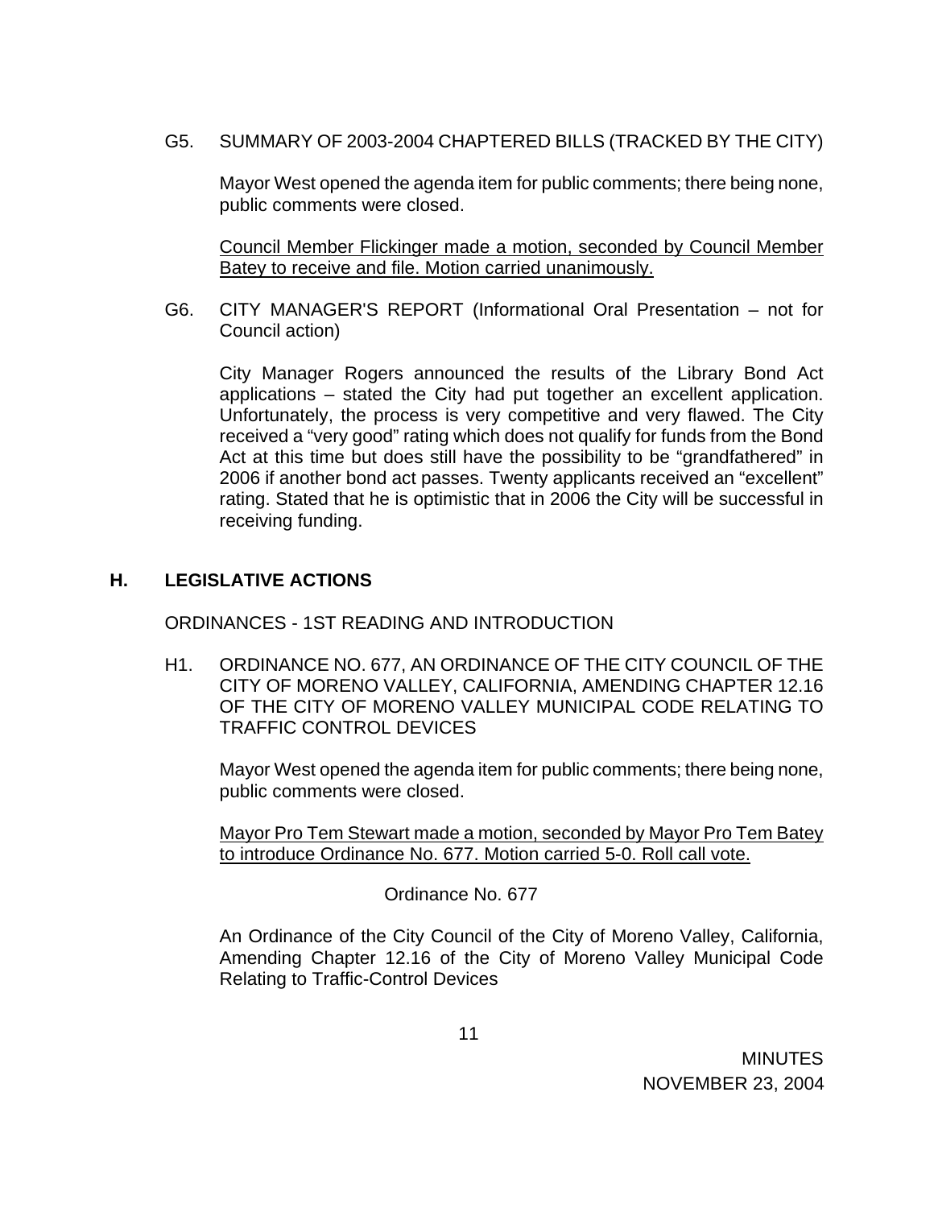G5. SUMMARY OF 2003-2004 CHAPTERED BILLS (TRACKED BY THE CITY)

Mayor West opened the agenda item for public comments; there being none, public comments were closed.

<u>Council Member Flickinger made a motion, seconded by Council Member Batey to receive and file. Motion carried unanimously.</u>

G6. CITY MANAGER'S REPORT (Informational Oral Presentation – not for Council action)

City Manager Rogers announced the results of the Library Bond Act applications – stated the City had put together an excellent application. Unfortunately, the process is very competitive and very flawed. The City received a "very good" rating which does not qualify for funds from the Bond Act at this time but does still have the possibility to be "grandfathered" in 2006 if another bond act passes. Twenty applicants received an "excellent" rating. Stated that he is optimistic that in 2006 the City will be successful in receiving funding.

## H. LEGISLATIVE ACTIONS

ORDINANCES - 1ST READING AND INTRODUCTION

H1. ORDINANCE NO. 677, AN ORDINANCE OF THE CITY COUNCIL OF THE CITY OF MORENO VALLEY, CALIFORNIA, AMENDING CHAPTER 12.16 OF THE CITY OF MORENO VALLEY MUNICIPAL CODE RELATING TO TRAFFIC CONTROL DEVICES

Mayor West opened the agenda item for public comments; there being none, public comments were closed.

<u>Mayor Pro Tem Stewart made a motion, seconded by Mayor Pro Tem Batey to introduce Ordinance No. 677. Motion carried 5-0. Roll call vote.</u>

Ordinance No. 677

An Ordinance of the City Council of the City of Moreno Valley, California, Amending Chapter 12.16 of the City of Moreno Valley Municipal Code Relating to Traffic-Control Devices

MINUTES
NOVEMBER 23, 2004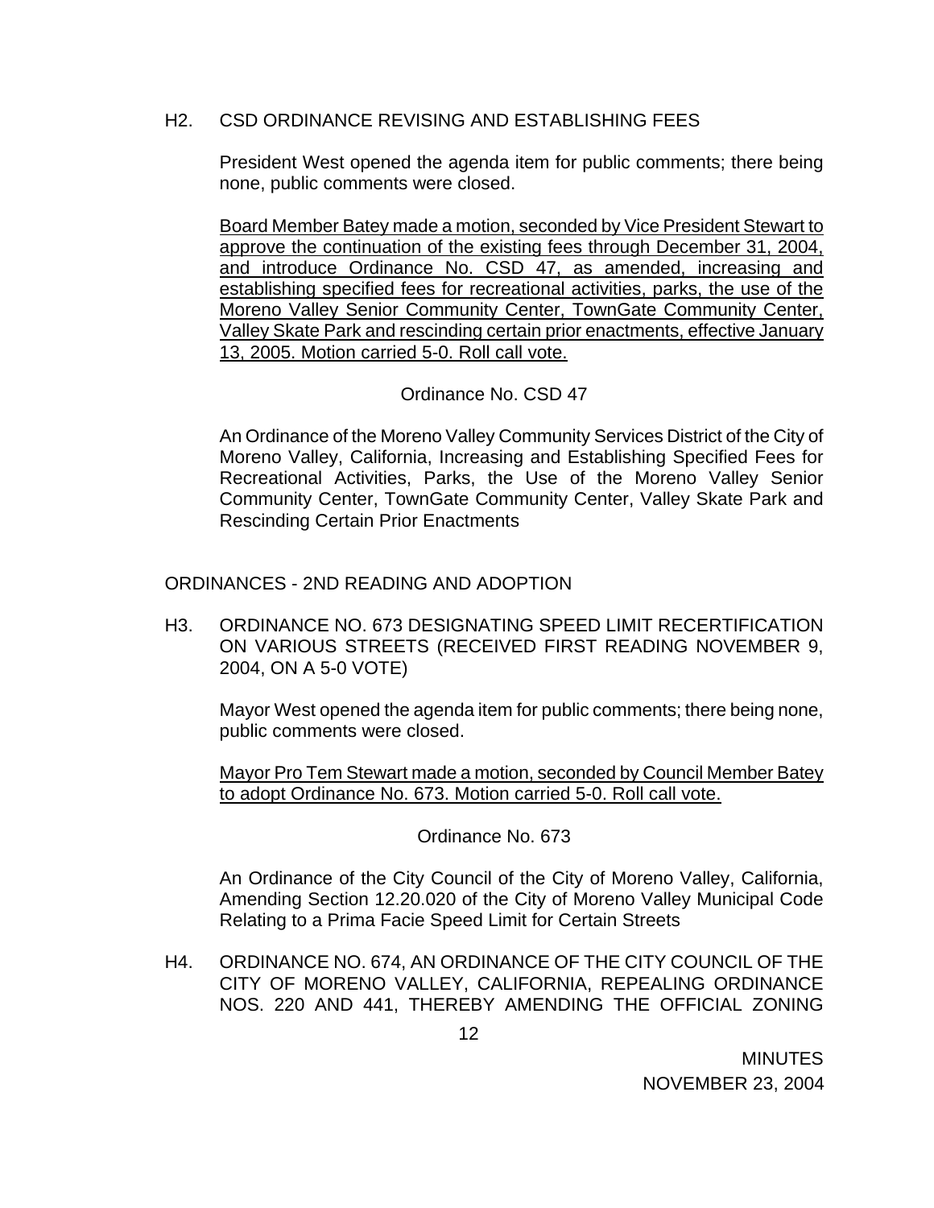H2. CSD ORDINANCE REVISING AND ESTABLISHING FEES

President West opened the agenda item for public comments; there being none, public comments were closed.

Board Member Batey made a motion, seconded by Vice President Stewart to approve the continuation of the existing fees through December 31, 2004, and introduce Ordinance No. CSD 47, as amended, increasing and establishing specified fees for recreational activities, parks, the use of the Moreno Valley Senior Community Center, TownGate Community Center, Valley Skate Park and rescinding certain prior enactments, effective January 13, 2005. Motion carried 5-0. Roll call vote.

Ordinance No. CSD 47

An Ordinance of the Moreno Valley Community Services District of the City of Moreno Valley, California, Increasing and Establishing Specified Fees for Recreational Activities, Parks, the Use of the Moreno Valley Senior Community Center, TownGate Community Center, Valley Skate Park and Rescinding Certain Prior Enactments

ORDINANCES - 2ND READING AND ADOPTION

H3. ORDINANCE NO. 673 DESIGNATING SPEED LIMIT RECERTIFICATION ON VARIOUS STREETS (RECEIVED FIRST READING NOVEMBER 9, 2004, ON A 5-0 VOTE)

Mayor West opened the agenda item for public comments; there being none, public comments were closed.

Mayor Pro Tem Stewart made a motion, seconded by Council Member Batey to adopt Ordinance No. 673. Motion carried 5-0. Roll call vote.

Ordinance No. 673

An Ordinance of the City Council of the City of Moreno Valley, California, Amending Section 12.20.020 of the City of Moreno Valley Municipal Code Relating to a Prima Facie Speed Limit for Certain Streets

H4. ORDINANCE NO. 674, AN ORDINANCE OF THE CITY COUNCIL OF THE CITY OF MORENO VALLEY, CALIFORNIA, REPEALING ORDINANCE NOS. 220 AND 441, THEREBY AMENDING THE OFFICIAL ZONING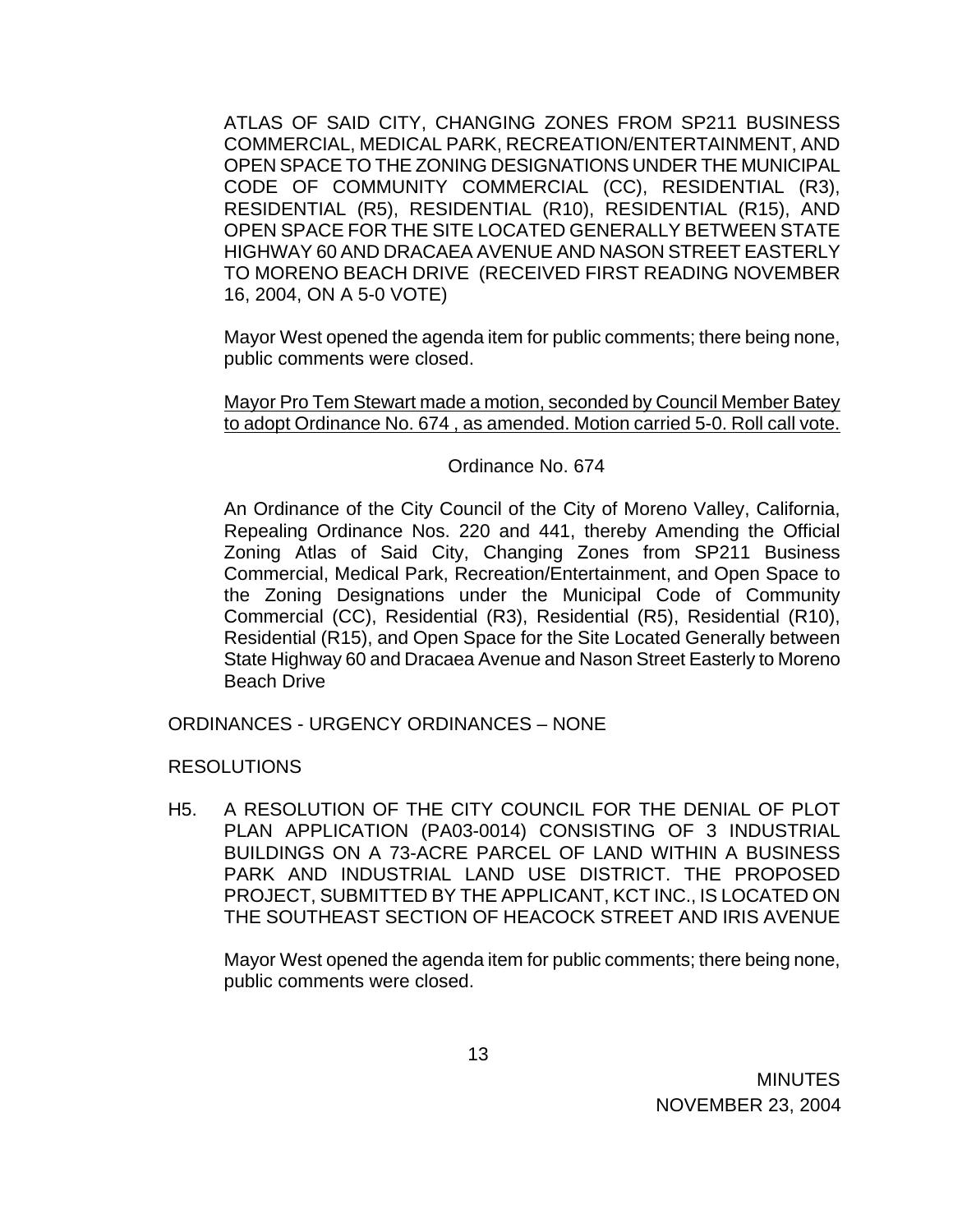ATLAS OF SAID CITY, CHANGING ZONES FROM SP211 BUSINESS COMMERCIAL, MEDICAL PARK, RECREATION/ENTERTAINMENT, AND OPEN SPACE TO THE ZONING DESIGNATIONS UNDER THE MUNICIPAL CODE OF COMMUNITY COMMERCIAL (CC), RESIDENTIAL (R3), RESIDENTIAL (R5), RESIDENTIAL (R10), RESIDENTIAL (R15), AND OPEN SPACE FOR THE SITE LOCATED GENERALLY BETWEEN STATE HIGHWAY 60 AND DRACAEA AVENUE AND NASON STREET EASTERLY TO MORENO BEACH DRIVE (RECEIVED FIRST READING NOVEMBER 16, 2004, ON A 5-0 VOTE)

Mayor West opened the agenda item for public comments; there being none, public comments were closed.

Mayor Pro Tem Stewart made a motion, seconded by Council Member Batey to adopt Ordinance No. 674 , as amended. Motion carried 5-0. Roll call vote.

Ordinance No. 674

An Ordinance of the City Council of the City of Moreno Valley, California, Repealing Ordinance Nos. 220 and 441, thereby Amending the Official Zoning Atlas of Said City, Changing Zones from SP211 Business Commercial, Medical Park, Recreation/Entertainment, and Open Space to the Zoning Designations under the Municipal Code of Community Commercial (CC), Residential (R3), Residential (R5), Residential (R10), Residential (R15), and Open Space for the Site Located Generally between State Highway 60 and Dracaea Avenue and Nason Street Easterly to Moreno Beach Drive

ORDINANCES - URGENCY ORDINANCES – NONE

RESOLUTIONS

H5. A RESOLUTION OF THE CITY COUNCIL FOR THE DENIAL OF PLOT PLAN APPLICATION (PA03-0014) CONSISTING OF 3 INDUSTRIAL BUILDINGS ON A 73-ACRE PARCEL OF LAND WITHIN A BUSINESS PARK AND INDUSTRIAL LAND USE DISTRICT. THE PROPOSED PROJECT, SUBMITTED BY THE APPLICANT, KCT INC., IS LOCATED ON THE SOUTHEAST SECTION OF HEACOCK STREET AND IRIS AVENUE

Mayor West opened the agenda item for public comments; there being none, public comments were closed.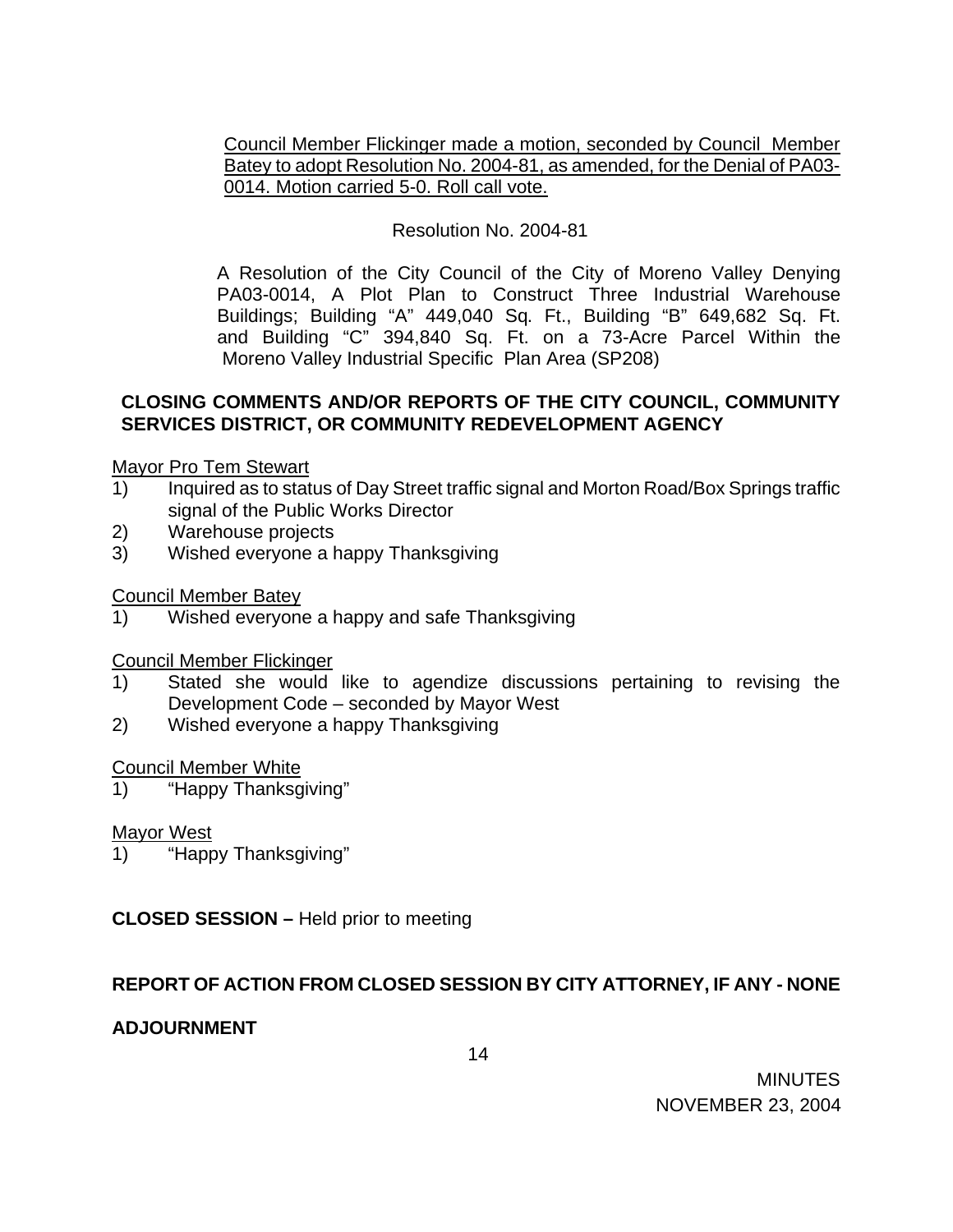Council Member Flickinger made a motion, seconded by Council Member Batey to adopt Resolution No. 2004-81, as amended, for the Denial of PA03-0014. Motion carried 5-0. Roll call vote.

Resolution No. 2004-81

A Resolution of the City Council of the City of Moreno Valley Denying PA03-0014, A Plot Plan to Construct Three Industrial Warehouse Buildings; Building "A" 449,040 Sq. Ft., Building "B" 649,682 Sq. Ft. and Building "C" 394,840 Sq. Ft. on a 73-Acre Parcel Within the Moreno Valley Industrial Specific Plan Area (SP208)

**CLOSING COMMENTS AND/OR REPORTS OF THE CITY COUNCIL, COMMUNITY SERVICES DISTRICT, OR COMMUNITY REDEVELOPMENT AGENCY**

Mayor Pro Tem Stewart

1) Inquired as to status of Day Street traffic signal and Morton Road/Box Springs traffic signal of the Public Works Director
2) Warehouse projects
3) Wished everyone a happy Thanksgiving

Council Member Batey

1) Wished everyone a happy and safe Thanksgiving

Council Member Flickinger

1) Stated she would like to agendize discussions pertaining to revising the Development Code – seconded by Mayor West
2) Wished everyone a happy Thanksgiving

Council Member White

1) "Happy Thanksgiving"

Mayor West

1) "Happy Thanksgiving"

**CLOSED SESSION –** Held prior to meeting

**REPORT OF ACTION FROM CLOSED SESSION BY CITY ATTORNEY, IF ANY - NONE**

**ADJOURNMENT**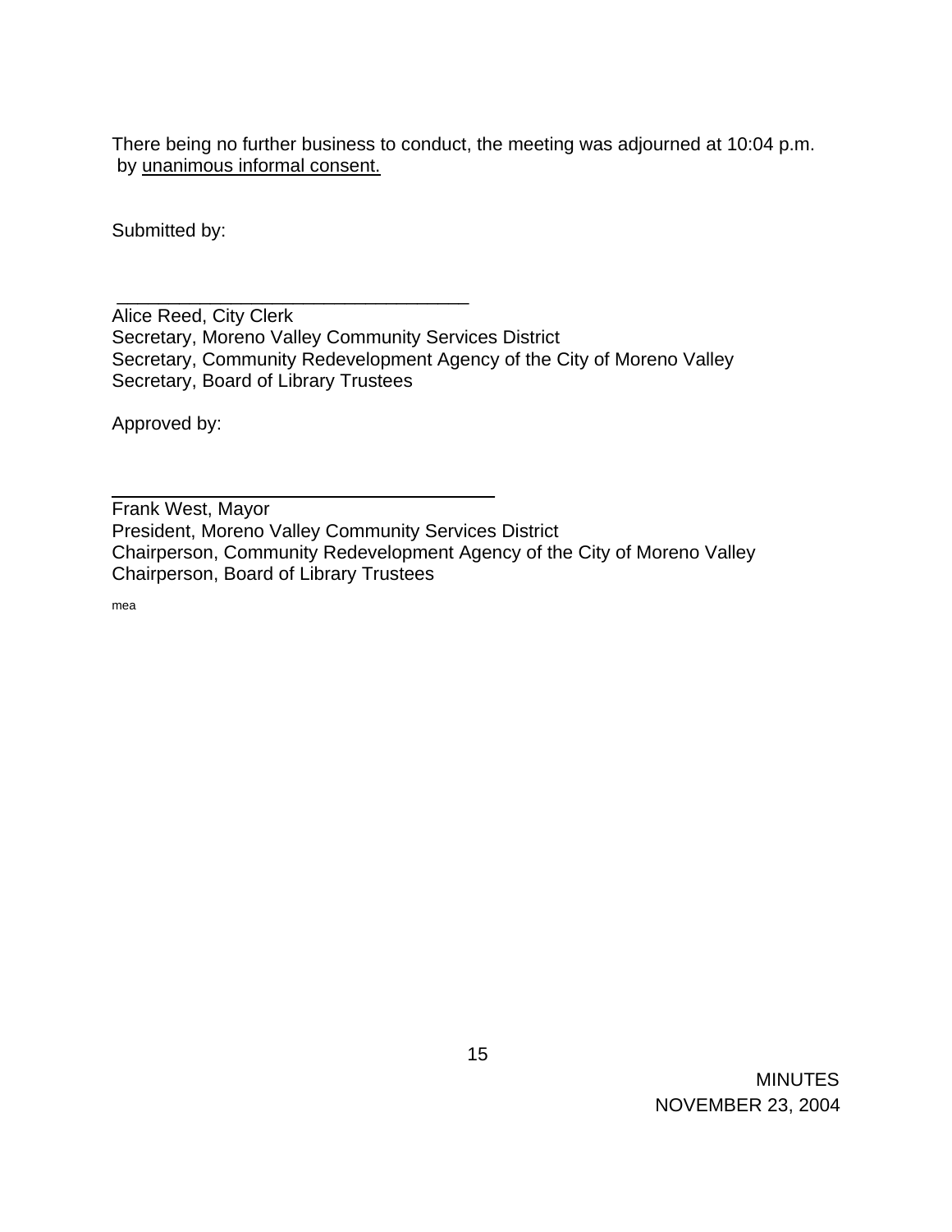There being no further business to conduct, the meeting was adjourned at 10:04 p.m. by unanimous informal consent.

Submitted by:

\_\_\_\_\_\_\_\_\_\_\_\_\_\_\_\_\_\_\_\_\_\_\_\_\_\_\_\_\_\_\_\_\_\_\_\_

Alice Reed, City Clerk
Secretary, Moreno Valley Community Services District
Secretary, Community Redevelopment Agency of the City of Moreno Valley
Secretary, Board of Library Trustees

Approved by:

\_\_\_\_\_\_\_\_\_\_\_\_\_\_\_\_\_\_\_\_\_\_\_\_\_\_\_\_\_\_\_\_\_\_\_\_

Frank West, Mayor
President, Moreno Valley Community Services District
Chairperson, Community Redevelopment Agency of the City of Moreno Valley
Chairperson, Board of Library Trustees

mea